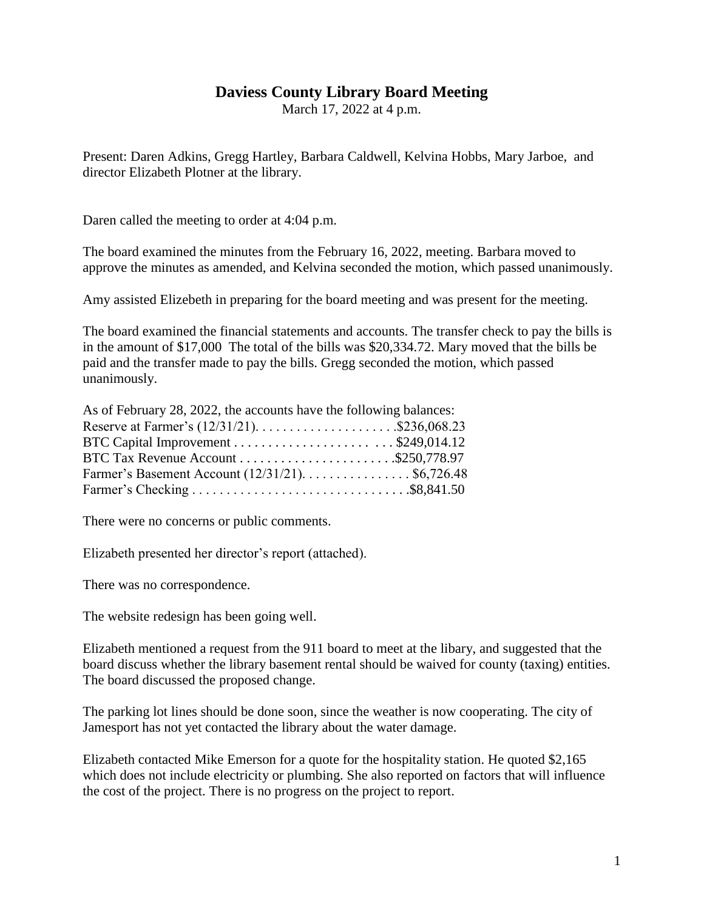# Daviess County Library Board Meeting

March 17, 2022 at 4 p.m.

Present: Daren Adkins, Gregg Hartley, Barbara Caldwell, Kelvina Hobbs, Mary Jarboe, and director Elizabeth Plotner at the library.

Daren called the meeting to order at 4:04 p.m.

The board examined the minutes from the February 16, 2022, meeting. Barbara moved to approve the minutes as amended, and Kelvina seconded the motion, which passed unanimously.

Amy assisted Elizebeth in preparing for the board meeting and was present for the meeting.

The board examined the financial statements and accounts. The transfer check to pay the bills is in the amount of $17,000 The total of the bills was $20,334.72. Mary moved that the bills be paid and the transfer made to pay the bills. Gregg seconded the motion, which passed unanimously.

As of February 28, 2022, the accounts have the following balances:
Reserve at Farmer's (12/31/21). . . . . . . . . . . . . . . . . . . . .$236,068.23
BTC Capital Improvement . . . . . . . . . . . . . . . . . . . . . . . . $249,014.12
BTC Tax Revenue Account . . . . . . . . . . . . . . . . . . . . . . .$250,778.97
Farmer's Basement Account (12/31/21). . . . . . . . . . . . . . . . $6,726.48
Farmer's Checking . . . . . . . . . . . . . . . . . . . . . . . . . . . . . . . .$8,841.50

There were no concerns or public comments.

Elizabeth presented her director's report (attached).

There was no correspondence.

The website redesign has been going well.

Elizabeth mentioned a request from the 911 board to meet at the libary, and suggested that the board discuss whether the library basement rental should be waived for county (taxing) entities. The board discussed the proposed change.

The parking lot lines should be done soon, since the weather is now cooperating. The city of Jamesport has not yet contacted the library about the water damage.

Elizabeth contacted Mike Emerson for a quote for the hospitality station. He quoted $2,165 which does not include electricity or plumbing. She also reported on factors that will influence the cost of the project. There is no progress on the project to report.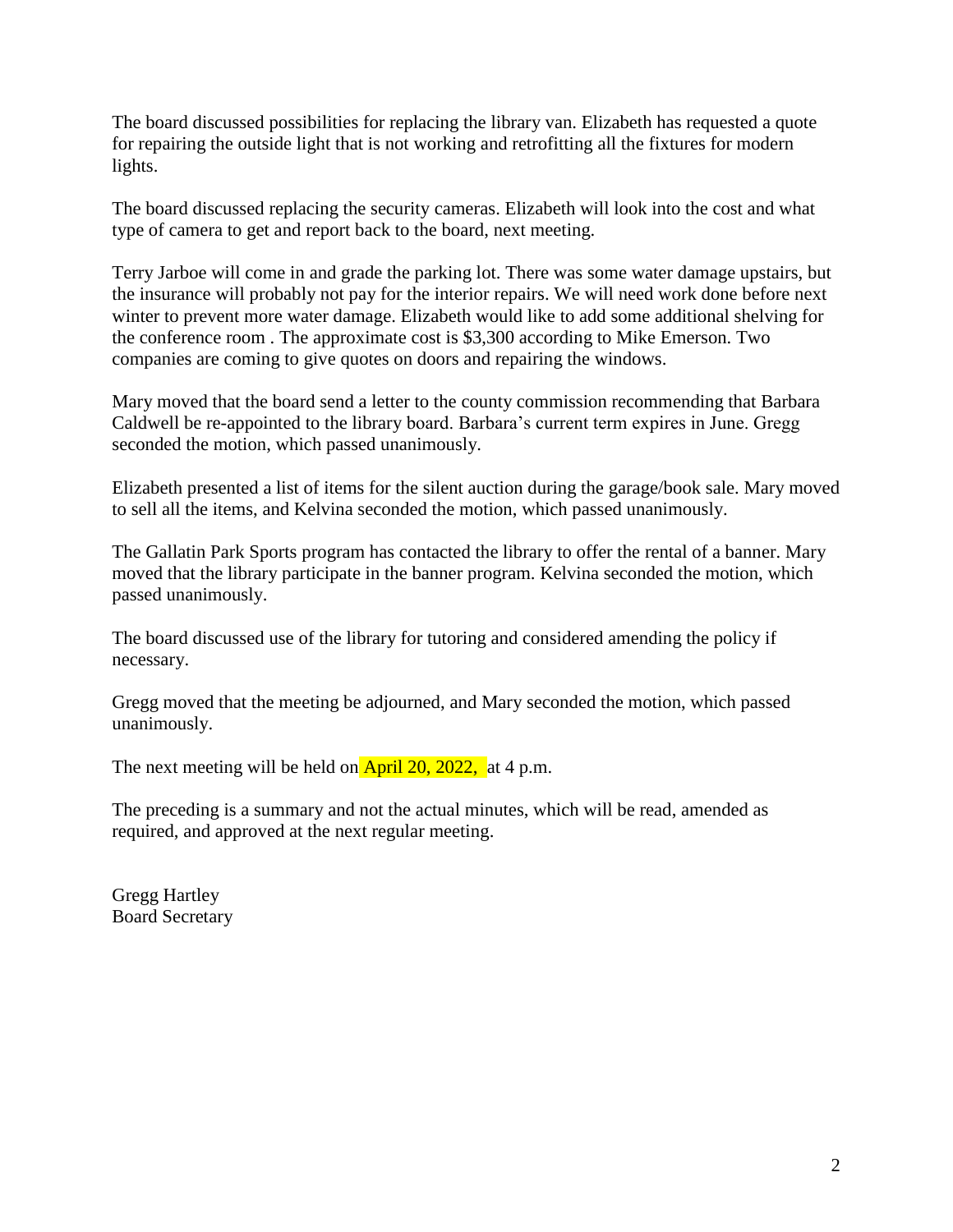The board discussed possibilities for replacing the library van. Elizabeth has requested a quote for repairing the outside light that is not working and retrofitting all the fixtures for modern lights.

The board discussed replacing the security cameras. Elizabeth will look into the cost and what type of camera to get and report back to the board, next meeting.

Terry Jarboe will come in and grade the parking lot. There was some water damage upstairs, but the insurance will probably not pay for the interior repairs. We will need work done before next winter to prevent more water damage. Elizabeth would like to add some additional shelving for the conference room . The approximate cost is $3,300 according to Mike Emerson. Two companies are coming to give quotes on doors and repairing the windows.

Mary moved that the board send a letter to the county commission recommending that Barbara Caldwell be re-appointed to the library board. Barbara's current term expires in June. Gregg seconded the motion, which passed unanimously.

Elizabeth presented a list of items for the silent auction during the garage/book sale. Mary moved to sell all the items, and Kelvina seconded the motion, which passed unanimously.

The Gallatin Park Sports program has contacted the library to offer the rental of a banner. Mary moved that the library participate in the banner program. Kelvina seconded the motion, which passed unanimously.

The board discussed use of the library for tutoring and considered amending the policy if necessary.

Gregg moved that the meeting be adjourned, and Mary seconded the motion, which passed unanimously.

The next meeting will be held on April 20, 2022, at 4 p.m.

The preceding is a summary and not the actual minutes, which will be read, amended as required, and approved at the next regular meeting.

Gregg Hartley
Board Secretary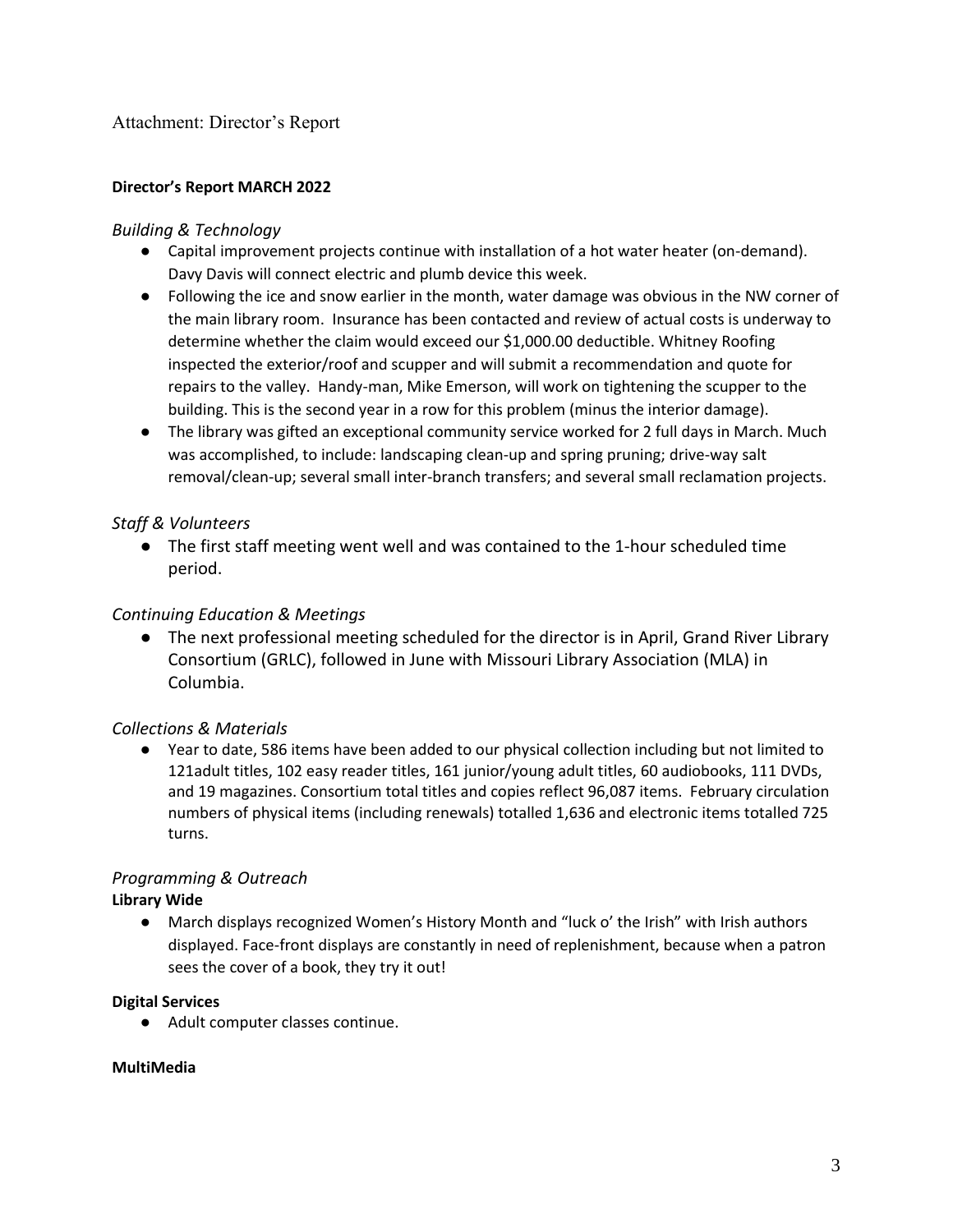Attachment: Director's Report

**Director's Report MARCH 2022**

*Building & Technology*

- Capital improvement projects continue with installation of a hot water heater (on-demand). Davy Davis will connect electric and plumb device this week.
- Following the ice and snow earlier in the month, water damage was obvious in the NW corner of the main library room. Insurance has been contacted and review of actual costs is underway to determine whether the claim would exceed our $1,000.00 deductible. Whitney Roofing inspected the exterior/roof and scupper and will submit a recommendation and quote for repairs to the valley. Handy-man, Mike Emerson, will work on tightening the scupper to the building. This is the second year in a row for this problem (minus the interior damage).
- The library was gifted an exceptional community service worked for 2 full days in March. Much was accomplished, to include: landscaping clean-up and spring pruning; drive-way salt removal/clean-up; several small inter-branch transfers; and several small reclamation projects.

*Staff & Volunteers*

- The first staff meeting went well and was contained to the 1-hour scheduled time period.

*Continuing Education & Meetings*

- The next professional meeting scheduled for the director is in April, Grand River Library Consortium (GRLC), followed in June with Missouri Library Association (MLA) in Columbia.

*Collections & Materials*

- Year to date, 586 items have been added to our physical collection including but not limited to 121adult titles, 102 easy reader titles, 161 junior/young adult titles, 60 audiobooks, 111 DVDs, and 19 magazines. Consortium total titles and copies reflect 96,087 items. February circulation numbers of physical items (including renewals) totalled 1,636 and electronic items totalled 725 turns.

*Programming & Outreach*

**Library Wide**

- March displays recognized Women's History Month and "luck o' the Irish" with Irish authors displayed. Face-front displays are constantly in need of replenishment, because when a patron sees the cover of a book, they try it out!

**Digital Services**

- Adult computer classes continue.

**MultiMedia**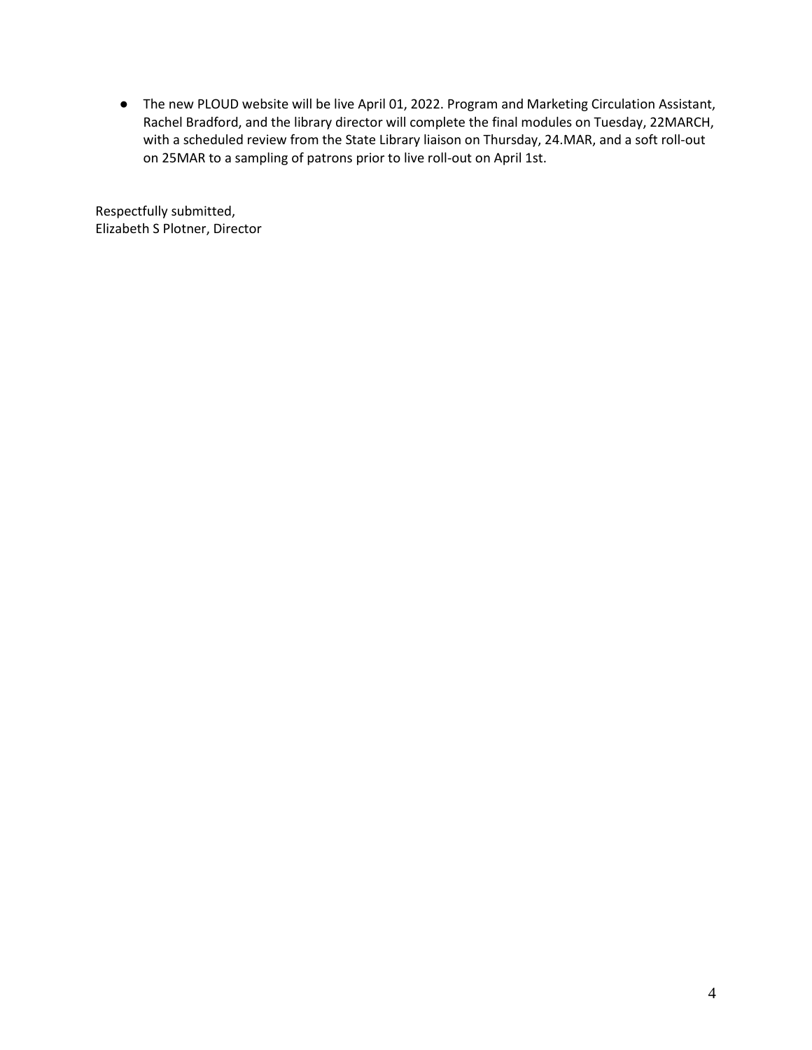- The new PLOUD website will be live April 01, 2022. Program and Marketing Circulation Assistant, Rachel Bradford, and the library director will complete the final modules on Tuesday, 22MARCH, with a scheduled review from the State Library liaison on Thursday, 24.MAR, and a soft roll-out on 25MAR to a sampling of patrons prior to live roll-out on April 1st.

Respectfully submitted,
Elizabeth S Plotner, Director